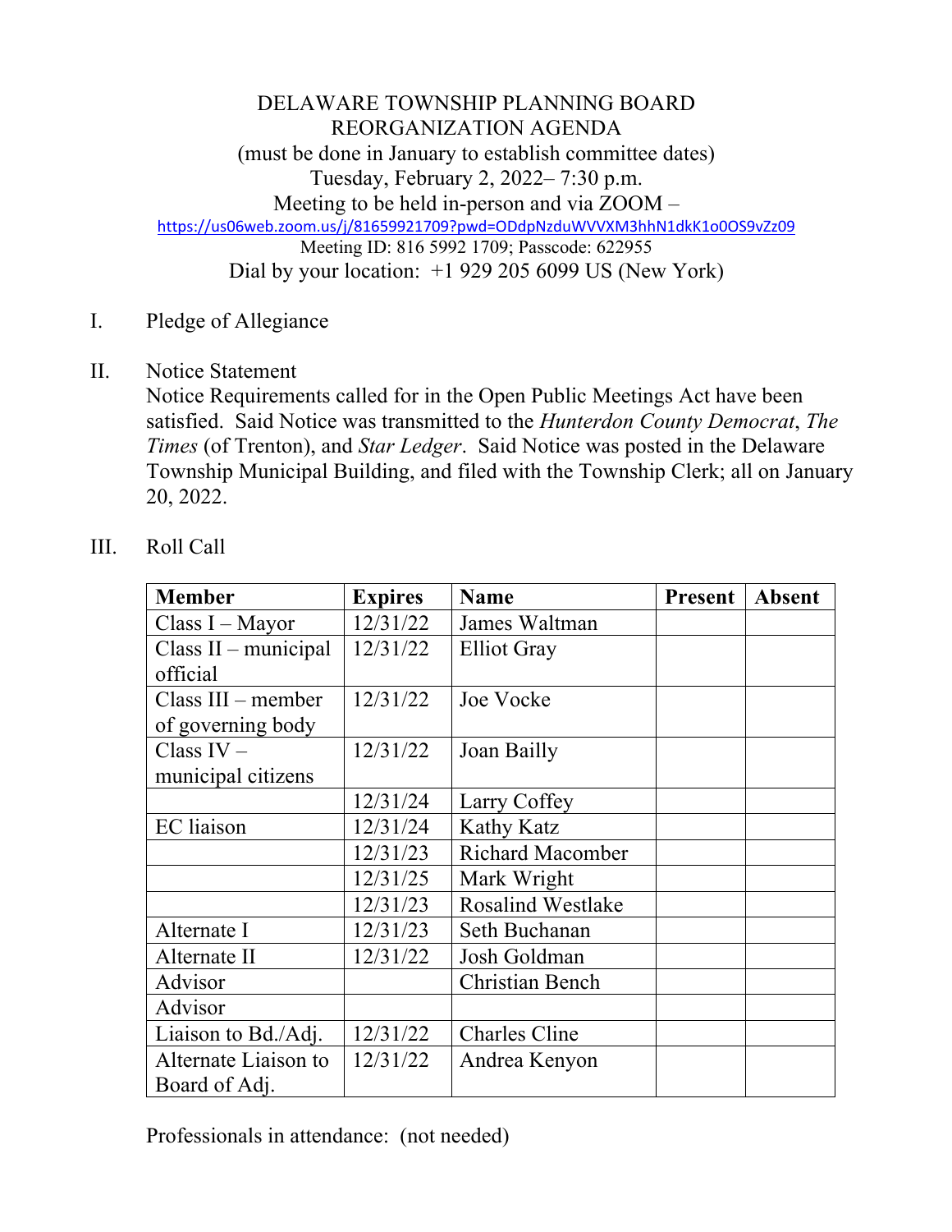# DELAWARE TOWNSHIP PLANNING BOARD
# REORGANIZATION AGENDA

(must be done in January to establish committee dates)
Tuesday, February 2, 2022– 7:30 p.m.
Meeting to be held in-person and via ZOOM –
https://us06web.zoom.us/j/81659921709?pwd=ODdpNzduWVVXM3hhN1dkK1o0OS9vZz09
Meeting ID: 816 5992 1709; Passcode: 622955
Dial by your location: +1 929 205 6099 US (New York)

I. Pledge of Allegiance

II. Notice Statement
Notice Requirements called for in the Open Public Meetings Act have been satisfied. Said Notice was transmitted to the *Hunterdon County Democrat*, *The Times* (of Trenton), and *Star Ledger*. Said Notice was posted in the Delaware Township Municipal Building, and filed with the Township Clerk; all on January 20, 2022.

III. Roll Call

| Member | Expires | Name | Present | Absent |
|---|---|---|---|---|
| Class I – Mayor | 12/31/22 | James Waltman | | |
| Class II – municipal official | 12/31/22 | Elliot Gray | | |
| Class III – member of governing body | 12/31/22 | Joe Vocke | | |
| Class IV – municipal citizens | 12/31/22 | Joan Bailly | | |
| | 12/31/24 | Larry Coffey | | |
| EC liaison | 12/31/24 | Kathy Katz | | |
| | 12/31/23 | Richard Macomber | | |
| | 12/31/25 | Mark Wright | | |
| | 12/31/23 | Rosalind Westlake | | |
| Alternate I | 12/31/23 | Seth Buchanan | | |
| Alternate II | 12/31/22 | Josh Goldman | | |
| Advisor | | Christian Bench | | |
| Advisor | | | | |
| Liaison to Bd./Adj. | 12/31/22 | Charles Cline | | |
| Alternate Liaison to Board of Adj. | 12/31/22 | Andrea Kenyon | | |

Professionals in attendance: (not needed)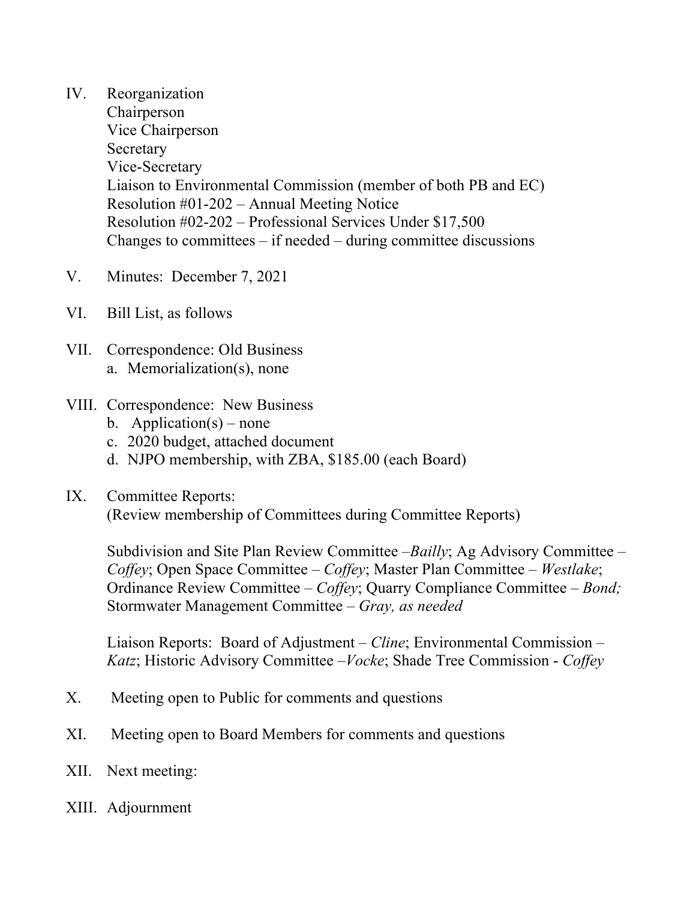IV. Reorganization
Chairperson
Vice Chairperson
Secretary
Vice-Secretary
Liaison to Environmental Commission (member of both PB and EC)
Resolution #01-202 – Annual Meeting Notice
Resolution #02-202 – Professional Services Under $17,500
Changes to committees – if needed – during committee discussions

V. Minutes: December 7, 2021

VI. Bill List, as follows

VII. Correspondence: Old Business
a. Memorialization(s), none

VIII. Correspondence: New Business
b. Application(s) – none
c. 2020 budget, attached document
d. NJPO membership, with ZBA, $185.00 (each Board)

IX. Committee Reports:
(Review membership of Committees during Committee Reports)

Subdivision and Site Plan Review Committee –*Bailly*; Ag Advisory Committee – *Coffey*; Open Space Committee – *Coffey*; Master Plan Committee – *Westlake*; Ordinance Review Committee – *Coffey*; Quarry Compliance Committee – *Bond;* Stormwater Management Committee – *Gray, as needed*

Liaison Reports: Board of Adjustment – *Cline*; Environmental Commission – *Katz*; Historic Advisory Committee –*Vocke*; Shade Tree Commission - *Coffey*

X. Meeting open to Public for comments and questions

XI. Meeting open to Board Members for comments and questions

XII. Next meeting:

XIII. Adjournment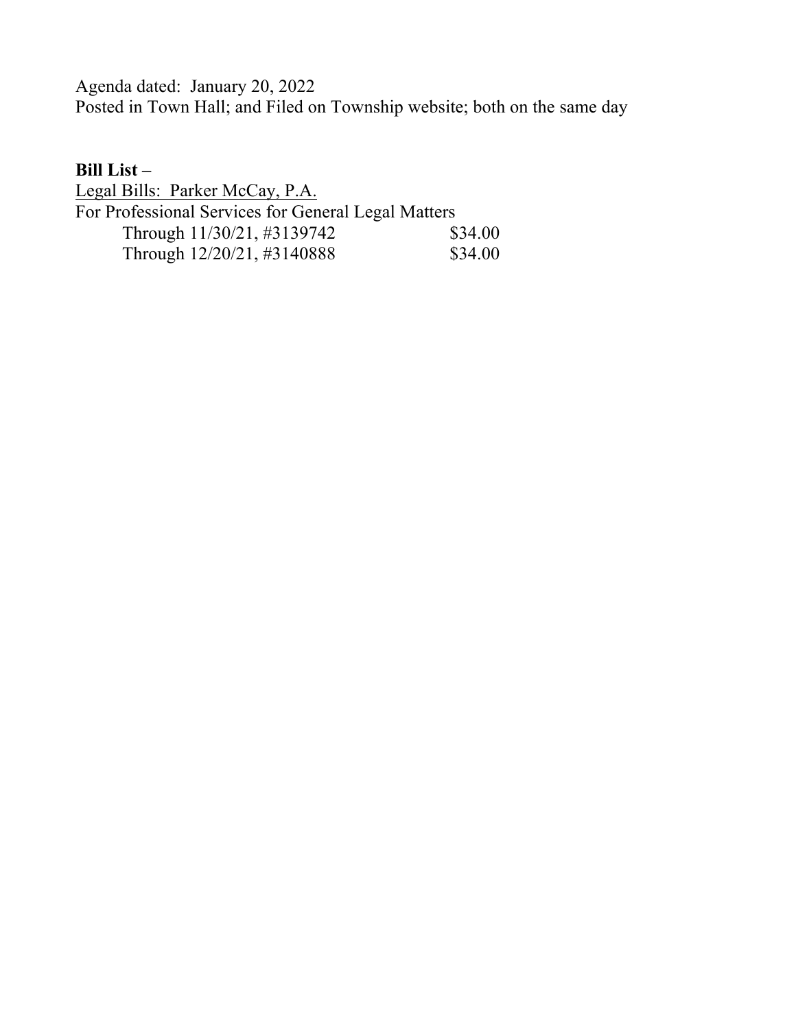Agenda dated: January 20, 2022
Posted in Town Hall; and Filed on Township website; both on the same day

**Bill List –**

Legal Bills: Parker McCay, P.A.

For Professional Services for General Legal Matters

| | |
|---|---|
| Through 11/30/21, #3139742 | $34.00 |
| Through 12/20/21, #3140888 | $34.00 |